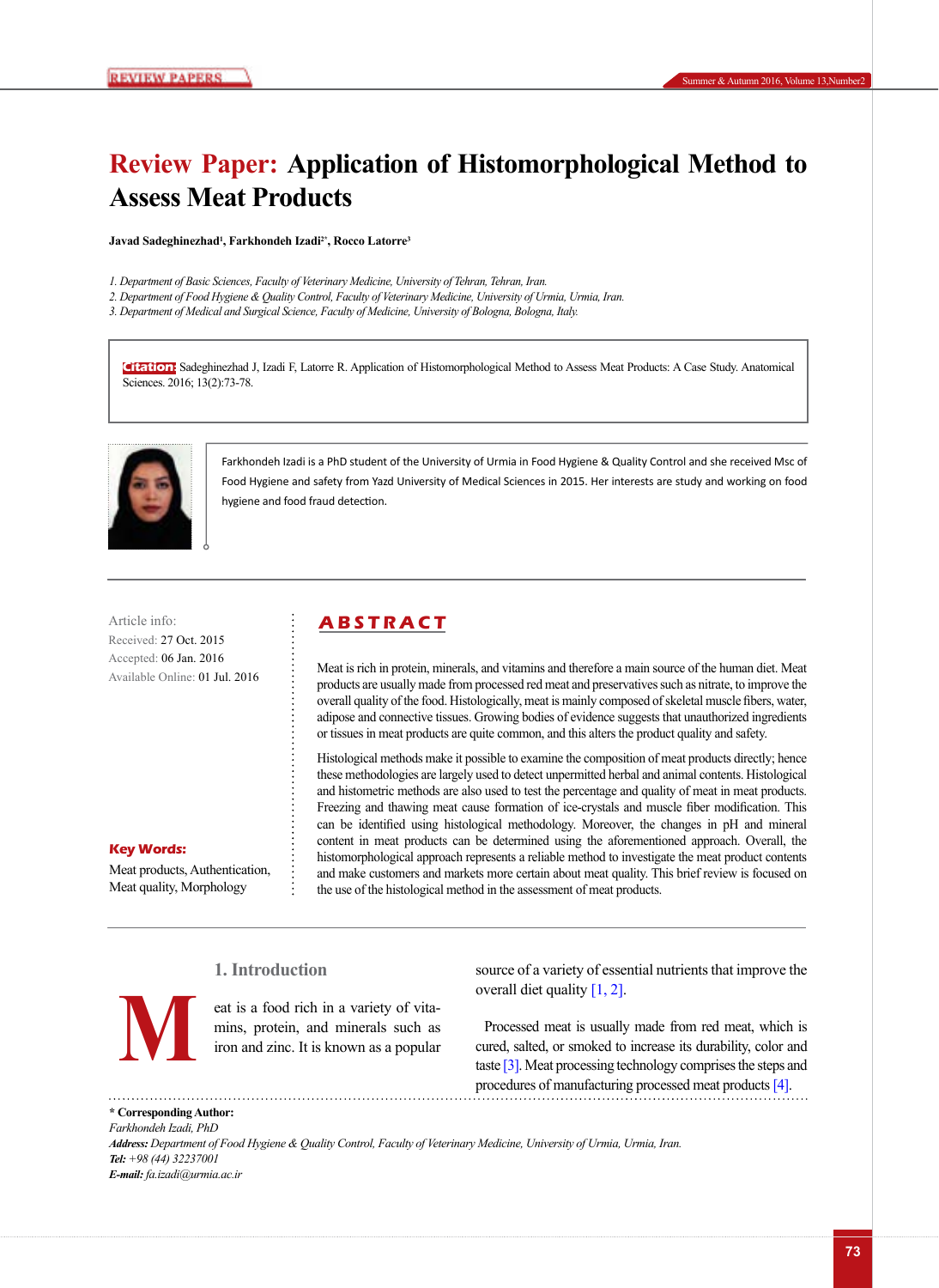# Review Paper: Application of Histomorphological Method to Assess Meat Products

**Javad Sadeghinezhad[1], Farkhondeh Izadi[2*], Rocco Latorre[3]**

*1. Department of Basic Sciences, Faculty of Veterinary Medicine, University of Tehran, Tehran, Iran.*
*2. Department of Food Hygiene & Quality Control, Faculty of Veterinary Medicine, University of Urmia, Urmia, Iran.*
*3. Department of Medical and Surgical Science, Faculty of Medicine, University of Bologna, Bologna, Italy.*

**Citation:** Sadeghinezhad J, Izadi F, Latorre R. Application of Histomorphological Method to Assess Meat Products: A Case Study. Anatomical Sciences. 2016; 13(2):73-78.

Farkhondeh Izadi is a PhD student of the University of Urmia in Food Hygiene & Quality Control and she received Msc of Food Hygiene and safety from Yazd University of Medical Sciences in 2015. Her interests are study and working on food hygiene and food fraud detection.

Article info:
Received: 27 Oct. 2015
Accepted: 06 Jan. 2016
Available Online: 01 Jul. 2016

**Key Words:**
Meat products, Authentication, Meat quality, Morphology

## ABSTRACT

Meat is rich in protein, minerals, and vitamins and therefore a main source of the human diet. Meat products are usually made from processed red meat and preservatives such as nitrate, to improve the overall quality of the food. Histologically, meat is mainly composed of skeletal muscle fibers, water, adipose and connective tissues. Growing bodies of evidence suggests that unauthorized ingredients or tissues in meat products are quite common, and this alters the product quality and safety.

Histological methods make it possible to examine the composition of meat products directly; hence these methodologies are largely used to detect unpermitted herbal and animal contents. Histological and histometric methods are also used to test the percentage and quality of meat in meat products. Freezing and thawing meat cause formation of ice-crystals and muscle fiber modification. This can be identified using histological methodology. Moreover, the changes in pH and mineral content in meat products can be determined using the aforementioned approach. Overall, the histomorphological approach represents a reliable method to investigate the meat product contents and make customers and markets more certain about meat quality. This brief review is focused on the use of the histological method in the assessment of meat products.

## 1. Introduction

Meat is a food rich in a variety of vitamins, protein, and minerals such as iron and zinc. It is known as a popular source of a variety of essential nutrients that improve the overall diet quality [1, 2].

Processed meat is usually made from red meat, which is cured, salted, or smoked to increase its durability, color and taste [3]. Meat processing technology comprises the steps and procedures of manufacturing processed meat products [4].

---

**\* Corresponding Author:**
*Farkhondeh Izadi, PhD*
***Address:** Department of Food Hygiene & Quality Control, Faculty of Veterinary Medicine, University of Urmia, Urmia, Iran.*
***Tel:** +98 (44) 32237001*
***E-mail:** fa.izadi@urmia.ac.ir*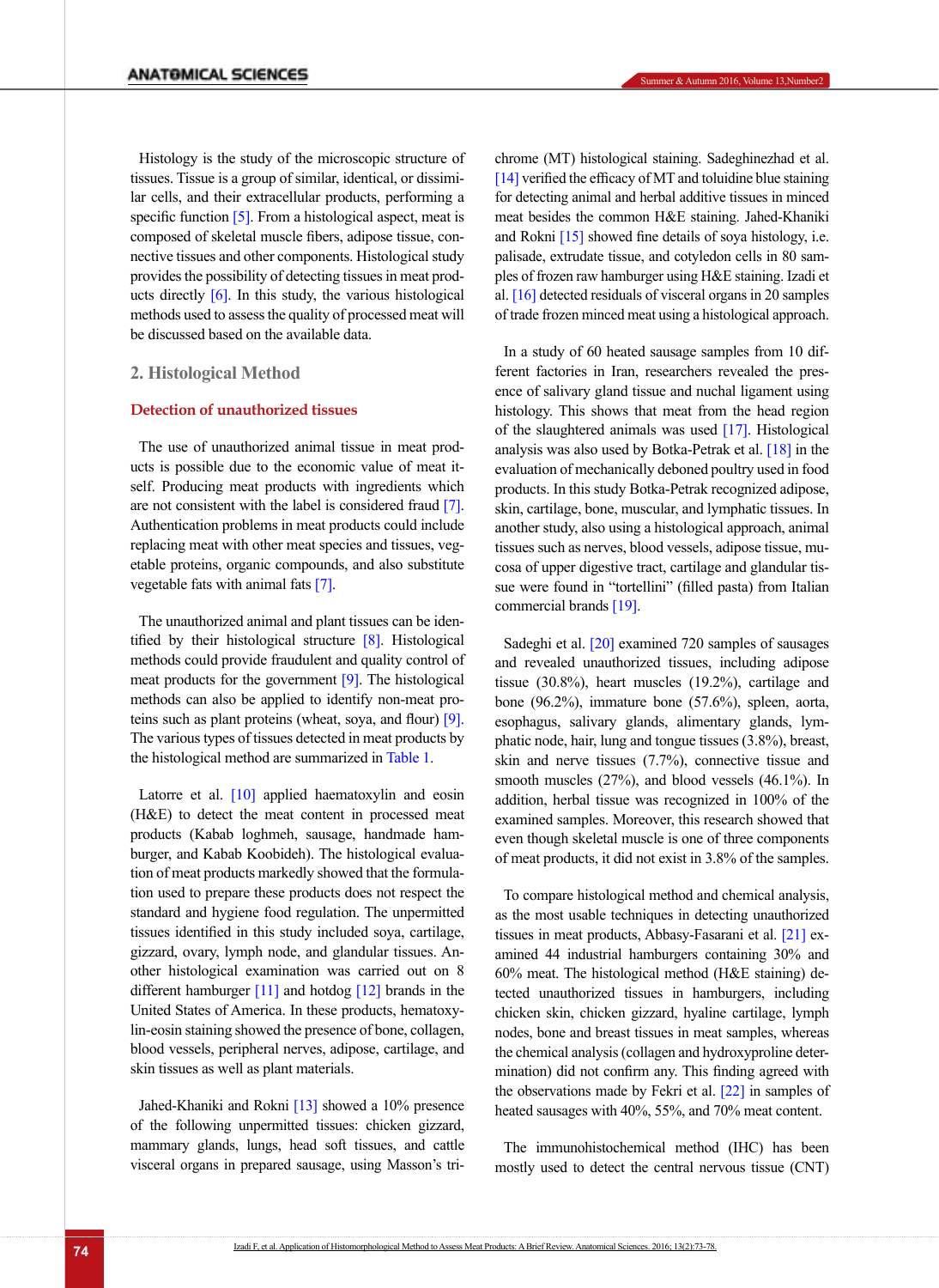Histology is the study of the microscopic structure of tissues. Tissue is a group of similar, identical, or dissimilar cells, and their extracellular products, performing a specific function [5]. From a histological aspect, meat is composed of skeletal muscle fibers, adipose tissue, connective tissues and other components. Histological study provides the possibility of detecting tissues in meat products directly [6]. In this study, the various histological methods used to assess the quality of processed meat will be discussed based on the available data.

## 2. Histological Method

### Detection of unauthorized tissues

The use of unauthorized animal tissue in meat products is possible due to the economic value of meat itself. Producing meat products with ingredients which are not consistent with the label is considered fraud [7]. Authentication problems in meat products could include replacing meat with other meat species and tissues, vegetable proteins, organic compounds, and also substitute vegetable fats with animal fats [7].

The unauthorized animal and plant tissues can be identified by their histological structure [8]. Histological methods could provide fraudulent and quality control of meat products for the government [9]. The histological methods can also be applied to identify non-meat proteins such as plant proteins (wheat, soya, and flour) [9]. The various types of tissues detected in meat products by the histological method are summarized in Table 1.

Latorre et al. [10] applied haematoxylin and eosin (H&E) to detect the meat content in processed meat products (Kabab loghmeh, sausage, handmade hamburger, and Kabab Koobideh). The histological evaluation of meat products markedly showed that the formulation used to prepare these products does not respect the standard and hygiene food regulation. The unpermitted tissues identified in this study included soya, cartilage, gizzard, ovary, lymph node, and glandular tissues. Another histological examination was carried out on 8 different hamburger [11] and hotdog [12] brands in the United States of America. In these products, hematoxylin-eosin staining showed the presence of bone, collagen, blood vessels, peripheral nerves, adipose, cartilage, and skin tissues as well as plant materials.

Jahed-Khaniki and Rokni [13] showed a 10% presence of the following unpermitted tissues: chicken gizzard, mammary glands, lungs, head soft tissues, and cattle visceral organs in prepared sausage, using Masson's trichrome (MT) histological staining. Sadeghinezhad et al. [14] verified the efficacy of MT and toluidine blue staining for detecting animal and herbal additive tissues in minced meat besides the common H&E staining. Jahed-Khaniki and Rokni [15] showed fine details of soya histology, i.e. palisade, extrudate tissue, and cotyledon cells in 80 samples of frozen raw hamburger using H&E staining. Izadi et al. [16] detected residuals of visceral organs in 20 samples of trade frozen minced meat using a histological approach.

In a study of 60 heated sausage samples from 10 different factories in Iran, researchers revealed the presence of salivary gland tissue and nuchal ligament using histology. This shows that meat from the head region of the slaughtered animals was used [17]. Histological analysis was also used by Botka-Petrak et al. [18] in the evaluation of mechanically deboned poultry used in food products. In this study Botka-Petrak recognized adipose, skin, cartilage, bone, muscular, and lymphatic tissues. In another study, also using a histological approach, animal tissues such as nerves, blood vessels, adipose tissue, mucosa of upper digestive tract, cartilage and glandular tissue were found in "tortellini" (filled pasta) from Italian commercial brands [19].

Sadeghi et al. [20] examined 720 samples of sausages and revealed unauthorized tissues, including adipose tissue (30.8%), heart muscles (19.2%), cartilage and bone (96.2%), immature bone (57.6%), spleen, aorta, esophagus, salivary glands, alimentary glands, lymphatic node, hair, lung and tongue tissues (3.8%), breast, skin and nerve tissues (7.7%), connective tissue and smooth muscles (27%), and blood vessels (46.1%). In addition, herbal tissue was recognized in 100% of the examined samples. Moreover, this research showed that even though skeletal muscle is one of three components of meat products, it did not exist in 3.8% of the samples.

To compare histological method and chemical analysis, as the most usable techniques in detecting unauthorized tissues in meat products, Abbasy-Fasarani et al. [21] examined 44 industrial hamburgers containing 30% and 60% meat. The histological method (H&E staining) detected unauthorized tissues in hamburgers, including chicken skin, chicken gizzard, hyaline cartilage, lymph nodes, bone and breast tissues in meat samples, whereas the chemical analysis (collagen and hydroxyproline determination) did not confirm any. This finding agreed with the observations made by Fekri et al. [22] in samples of heated sausages with 40%, 55%, and 70% meat content.

The immunohistochemical method (IHC) has been mostly used to detect the central nervous tissue (CNT)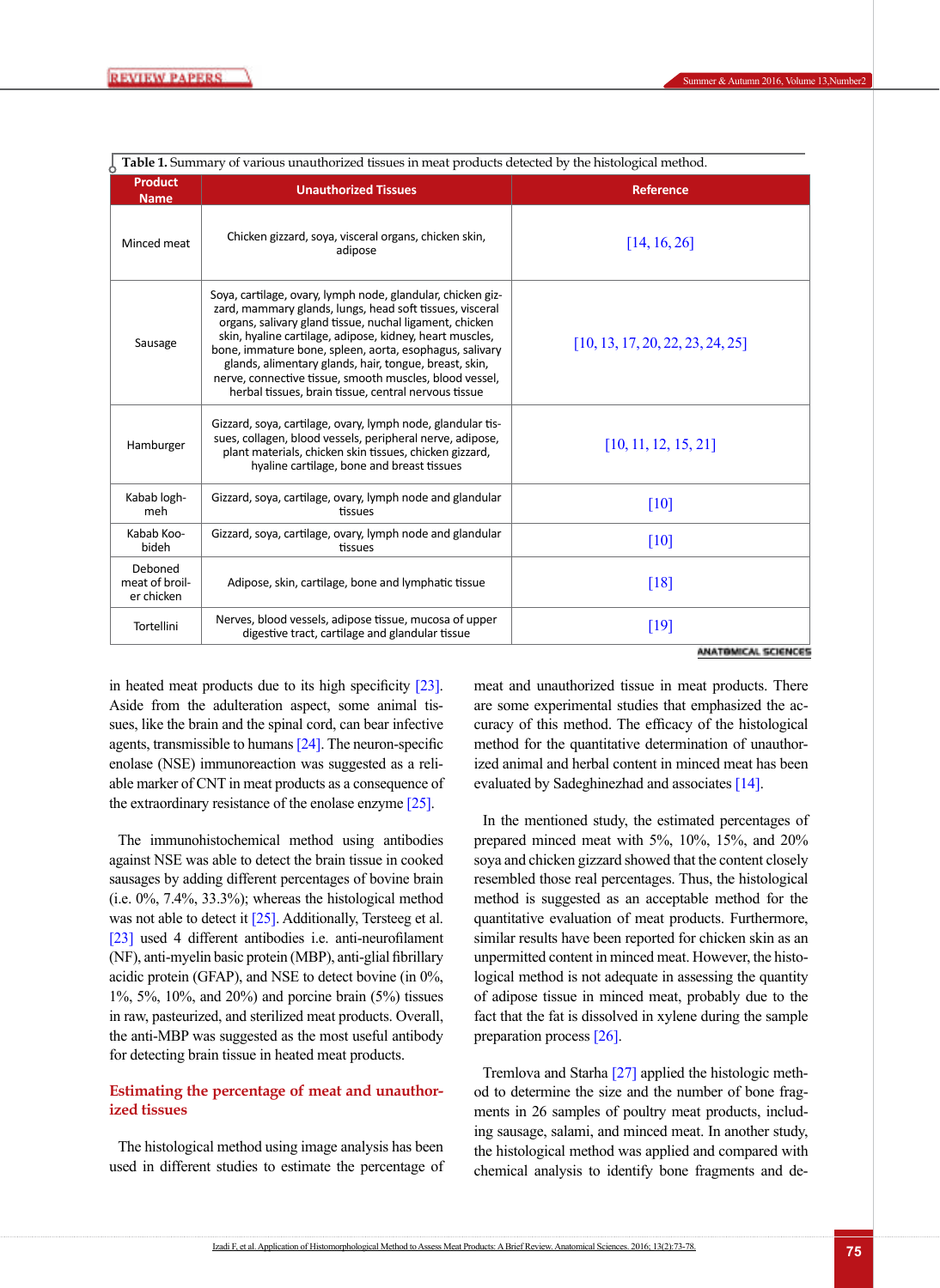**Table 1.** Summary of various unauthorized tissues in meat products detected by the histological method.

| Product Name | Unauthorized Tissues | Reference |
|---|---|---|
| Minced meat | Chicken gizzard, soya, visceral organs, chicken skin, adipose | [14, 16, 26] |
| Sausage | Soya, cartilage, ovary, lymph node, glandular, chicken gizzard, mammary glands, lungs, head soft tissues, visceral organs, salivary gland tissue, nuchal ligament, chicken skin, hyaline cartilage, adipose, kidney, heart muscles, bone, immature bone, spleen, aorta, esophagus, salivary glands, alimentary glands, hair, tongue, breast, skin, nerve, connective tissue, smooth muscles, blood vessel, herbal tissues, brain tissue, central nervous tissue | [10, 13, 17, 20, 22, 23, 24, 25] |
| Hamburger | Gizzard, soya, cartilage, ovary, lymph node, glandular tissues, collagen, blood vessels, peripheral nerve, adipose, plant materials, chicken skin tissues, chicken gizzard, hyaline cartilage, bone and breast tissues | [10, 11, 12, 15, 21] |
| Kabab loghmeh | Gizzard, soya, cartilage, ovary, lymph node and glandular tissues | [10] |
| Kabab Koobideh | Gizzard, soya, cartilage, ovary, lymph node and glandular tissues | [10] |
| Deboned meat of broiler chicken | Adipose, skin, cartilage, bone and lymphatic tissue | [18] |
| Tortellini | Nerves, blood vessels, adipose tissue, mucosa of upper digestive tract, cartilage and glandular tissue | [19] |

in heated meat products due to its high specificity [23]. Aside from the adulteration aspect, some animal tissues, like the brain and the spinal cord, can bear infective agents, transmissible to humans [24]. The neuron-specific enolase (NSE) immunoreaction was suggested as a reliable marker of CNT in meat products as a consequence of the extraordinary resistance of the enolase enzyme [25].

The immunohistochemical method using antibodies against NSE was able to detect the brain tissue in cooked sausages by adding different percentages of bovine brain (i.e. 0%, 7.4%, 33.3%); whereas the histological method was not able to detect it [25]. Additionally, Tersteeg et al. [23] used 4 different antibodies i.e. anti-neurofilament (NF), anti-myelin basic protein (MBP), anti-glial fibrillary acidic protein (GFAP), and NSE to detect bovine (in 0%, 1%, 5%, 10%, and 20%) and porcine brain (5%) tissues in raw, pasteurized, and sterilized meat products. Overall, the anti-MBP was suggested as the most useful antibody for detecting brain tissue in heated meat products.

## Estimating the percentage of meat and unauthorized tissues

The histological method using image analysis has been used in different studies to estimate the percentage of meat and unauthorized tissue in meat products. There are some experimental studies that emphasized the accuracy of this method. The efficacy of the histological method for the quantitative determination of unauthorized animal and herbal content in minced meat has been evaluated by Sadeghinezhad and associates [14].

In the mentioned study, the estimated percentages of prepared minced meat with 5%, 10%, 15%, and 20% soya and chicken gizzard showed that the content closely resembled those real percentages. Thus, the histological method is suggested as an acceptable method for the quantitative evaluation of meat products. Furthermore, similar results have been reported for chicken skin as an unpermitted content in minced meat. However, the histological method is not adequate in assessing the quantity of adipose tissue in minced meat, probably due to the fact that the fat is dissolved in xylene during the sample preparation process [26].

Tremlova and Starha [27] applied the histologic method to determine the size and the number of bone fragments in 26 samples of poultry meat products, including sausage, salami, and minced meat. In another study, the histological method was applied and compared with chemical analysis to identify bone fragments and de-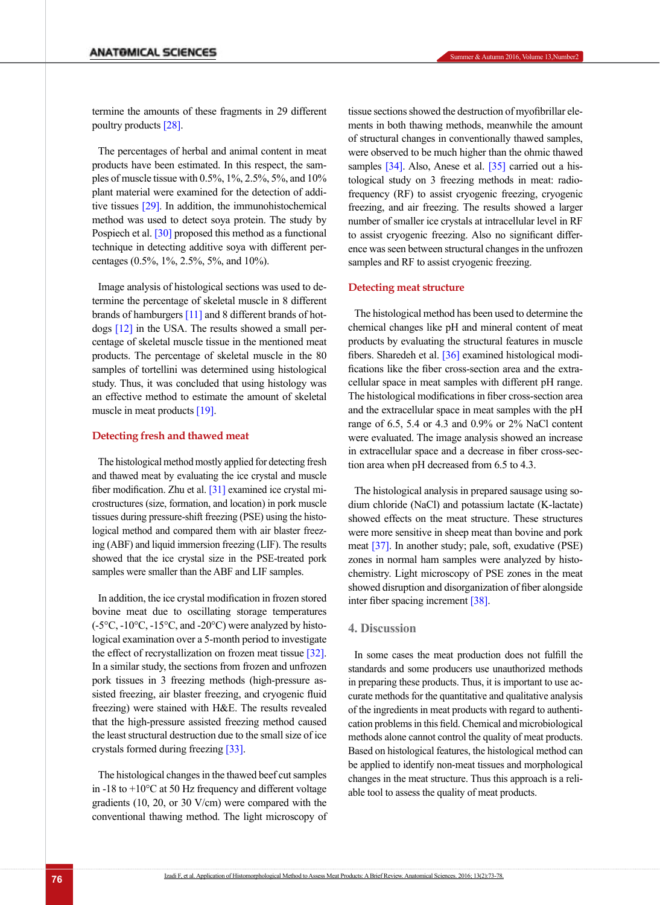termine the amounts of these fragments in 29 different poultry products [28].

The percentages of herbal and animal content in meat products have been estimated. In this respect, the samples of muscle tissue with 0.5%, 1%, 2.5%, 5%, and 10% plant material were examined for the detection of additive tissues [29]. In addition, the immunohistochemical method was used to detect soya protein. The study by Pospiech et al. [30] proposed this method as a functional technique in detecting additive soya with different percentages (0.5%, 1%, 2.5%, 5%, and 10%).

Image analysis of histological sections was used to determine the percentage of skeletal muscle in 8 different brands of hamburgers [11] and 8 different brands of hotdogs [12] in the USA. The results showed a small percentage of skeletal muscle tissue in the mentioned meat products. The percentage of skeletal muscle in the 80 samples of tortellini was determined using histological study. Thus, it was concluded that using histology was an effective method to estimate the amount of skeletal muscle in meat products [19].

### Detecting fresh and thawed meat

The histological method mostly applied for detecting fresh and thawed meat by evaluating the ice crystal and muscle fiber modification. Zhu et al. [31] examined ice crystal microstructures (size, formation, and location) in pork muscle tissues during pressure-shift freezing (PSE) using the histological method and compared them with air blaster freezing (ABF) and liquid immersion freezing (LIF). The results showed that the ice crystal size in the PSE-treated pork samples were smaller than the ABF and LIF samples.

In addition, the ice crystal modification in frozen stored bovine meat due to oscillating storage temperatures (-5°C, -10°C, -15°C, and -20°C) were analyzed by histological examination over a 5-month period to investigate the effect of recrystallization on frozen meat tissue [32]. In a similar study, the sections from frozen and unfrozen pork tissues in 3 freezing methods (high-pressure assisted freezing, air blaster freezing, and cryogenic fluid freezing) were stained with H&E. The results revealed that the high-pressure assisted freezing method caused the least structural destruction due to the small size of ice crystals formed during freezing [33].

The histological changes in the thawed beef cut samples in -18 to +10°C at 50 Hz frequency and different voltage gradients (10, 20, or 30 V/cm) were compared with the conventional thawing method. The light microscopy of tissue sections showed the destruction of myofibrillar elements in both thawing methods, meanwhile the amount of structural changes in conventionally thawed samples, were observed to be much higher than the ohmic thawed samples [34]. Also, Anese et al. [35] carried out a histological study on 3 freezing methods in meat: radiofrequency (RF) to assist cryogenic freezing, cryogenic freezing, and air freezing. The results showed a larger number of smaller ice crystals at intracellular level in RF to assist cryogenic freezing. Also no significant difference was seen between structural changes in the unfrozen samples and RF to assist cryogenic freezing.

### Detecting meat structure

The histological method has been used to determine the chemical changes like pH and mineral content of meat products by evaluating the structural features in muscle fibers. Sharedeh et al. [36] examined histological modifications like the fiber cross-section area and the extracellular space in meat samples with different pH range. The histological modifications in fiber cross-section area and the extracellular space in meat samples with the pH range of 6.5, 5.4 or 4.3 and 0.9% or 2% NaCl content were evaluated. The image analysis showed an increase in extracellular space and a decrease in fiber cross-section area when pH decreased from 6.5 to 4.3.

The histological analysis in prepared sausage using sodium chloride (NaCl) and potassium lactate (K-lactate) showed effects on the meat structure. These structures were more sensitive in sheep meat than bovine and pork meat [37]. In another study; pale, soft, exudative (PSE) zones in normal ham samples were analyzed by histochemistry. Light microscopy of PSE zones in the meat showed disruption and disorganization of fiber alongside inter fiber spacing increment [38].

## 4. Discussion

In some cases the meat production does not fulfill the standards and some producers use unauthorized methods in preparing these products. Thus, it is important to use accurate methods for the quantitative and qualitative analysis of the ingredients in meat products with regard to authentication problems in this field. Chemical and microbiological methods alone cannot control the quality of meat products. Based on histological features, the histological method can be applied to identify non-meat tissues and morphological changes in the meat structure. Thus this approach is a reliable tool to assess the quality of meat products.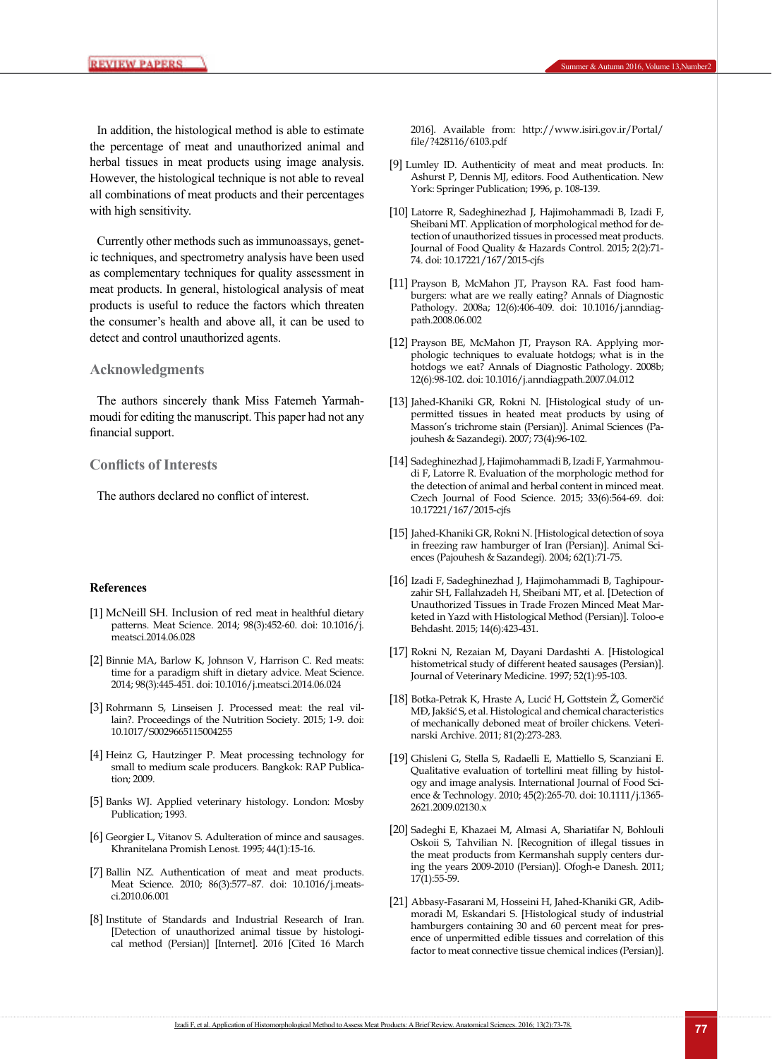In addition, the histological method is able to estimate the percentage of meat and unauthorized animal and herbal tissues in meat products using image analysis. However, the histological technique is not able to reveal all combinations of meat products and their percentages with high sensitivity.

Currently other methods such as immunoassays, genetic techniques, and spectrometry analysis have been used as complementary techniques for quality assessment in meat products. In general, histological analysis of meat products is useful to reduce the factors which threaten the consumer's health and above all, it can be used to detect and control unauthorized agents.

## Acknowledgments

The authors sincerely thank Miss Fatemeh Yarmahmoudi for editing the manuscript. This paper had not any financial support.

## Conflicts of Interests

The authors declared no conflict of interest.

## References

[1] McNeill SH. Inclusion of red meat in healthful dietary patterns. Meat Science. 2014; 98(3):452-60. doi: 10.1016/j.meatsci.2014.06.028

[2] Binnie MA, Barlow K, Johnson V, Harrison C. Red meats: time for a paradigm shift in dietary advice. Meat Science. 2014; 98(3):445-451. doi: 10.1016/j.meatsci.2014.06.024

[3] Rohrmann S, Linseisen J. Processed meat: the real villain?. Proceedings of the Nutrition Society. 2015; 1-9. doi: 10.1017/S0029665115004255

[4] Heinz G, Hautzinger P. Meat processing technology for small to medium scale producers. Bangkok: RAP Publication; 2009.

[5] Banks WJ. Applied veterinary histology. London: Mosby Publication; 1993.

[6] Georgier L, Vitanov S. Adulteration of mince and sausages. Khranitelana Promish Lenost. 1995; 44(1):15-16.

[7] Ballin NZ. Authentication of meat and meat products. Meat Science. 2010; 86(3):577–87. doi: 10.1016/j.meatsci.2010.06.001

[8] Institute of Standards and Industrial Research of Iran. [Detection of unauthorized animal tissue by histological method (Persian)] [Internet]. 2016 [Cited 16 March 2016]. Available from: http://www.isiri.gov.ir/Portal/file/?428116/6103.pdf

[9] Lumley ID. Authenticity of meat and meat products. In: Ashurst P, Dennis MJ, editors. Food Authentication. New York: Springer Publication; 1996, p. 108-139.

[10] Latorre R, Sadeghinezhad J, Hajimohammadi B, Izadi F, Sheibani MT. Application of morphological method for detection of unauthorized tissues in processed meat products. Journal of Food Quality & Hazards Control. 2015; 2(2):71-74. doi: 10.17221/167/2015-cjfs

[11] Prayson B, McMahon JT, Prayson RA. Fast food hamburgers: what are we really eating? Annals of Diagnostic Pathology. 2008a; 12(6):406-409. doi: 10.1016/j.anndiagpath.2008.06.002

[12] Prayson BE, McMahon JT, Prayson RA. Applying morphologic techniques to evaluate hotdogs; what is in the hotdogs we eat? Annals of Diagnostic Pathology. 2008b; 12(6):98-102. doi: 10.1016/j.anndiagpath.2007.04.012

[13] Jahed-Khaniki GR, Rokni N. [Histological study of unpermitted tissues in heated meat products by using of Masson's trichrome stain (Persian)]. Animal Sciences (Pajouhesh & Sazandegi). 2007; 73(4):96-102.

[14] Sadeghinezhad J, Hajimohammadi B, Izadi F, Yarmahmoudi F, Latorre R. Evaluation of the morphologic method for the detection of animal and herbal content in minced meat. Czech Journal of Food Science. 2015; 33(6):564-69. doi: 10.17221/167/2015-cjfs

[15] Jahed-Khaniki GR, Rokni N. [Histological detection of soya in freezing raw hamburger of Iran (Persian)]. Animal Sciences (Pajouhesh & Sazandegi). 2004; 62(1):71-75.

[16] Izadi F, Sadeghinezhad J, Hajimohammadi B, Taghipourzahir SH, Fallahzadeh H, Sheibani MT, et al. [Detection of Unauthorized Tissues in Trade Frozen Minced Meat Marketed in Yazd with Histological Method (Persian)]. Toloo-e Behdasht. 2015; 14(6):423-431.

[17] Rokni N, Rezaian M, Dayani Dardashti A. [Histological histometrical study of different heated sausages (Persian)]. Journal of Veterinary Medicine. 1997; 52(1):95-103.

[18] Botka-Petrak K, Hraste A, Lucić H, Gottstein Ž, Gomerčić MĐ, Jakšić S, et al. Histological and chemical characteristics of mechanically deboned meat of broiler chickens. Veterinarski Archive. 2011; 81(2):273-283.

[19] Ghisleni G, Stella S, Radaelli E, Mattiello S, Scanziani E. Qualitative evaluation of tortellini meat filling by histology and image analysis. International Journal of Food Science & Technology. 2010; 45(2):265-70. doi: 10.1111/j.1365-2621.2009.02130.x

[20] Sadeghi E, Khazaei M, Almasi A, Shariatifar N, Bohlouli Oskoii S, Tahvilian N. [Recognition of illegal tissues in the meat products from Kermanshah supply centers during the years 2009-2010 (Persian)]. Ofogh-e Danesh. 2011; 17(1):55-59.

[21] Abbasy-Fasarani M, Hosseini H, Jahed-Khaniki GR, Adibmoradi M, Eskandari S. [Histological study of industrial hamburgers containing 30 and 60 percent meat for presence of unpermitted edible tissues and correlation of this factor to meat connective tissue chemical indices (Persian)].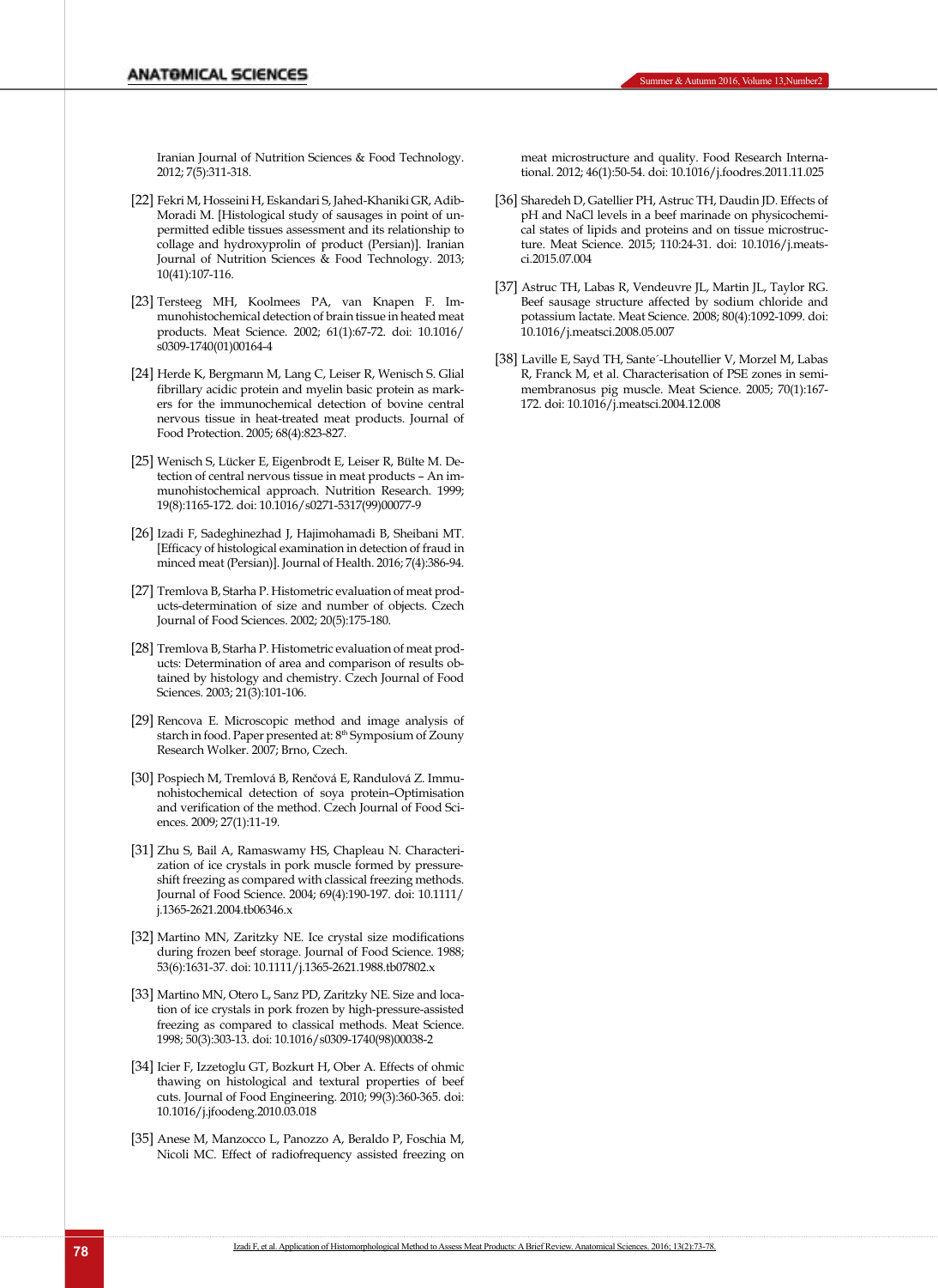Iranian Journal of Nutrition Sciences & Food Technology. 2012; 7(5):311-318.

[22] Fekri M, Hosseini H, Eskandari S, Jahed-Khaniki GR, Adib-Moradi M. [Histological study of sausages in point of unpermitted edible tissues assessment and its relationship to collage and hydroxyprolin of product (Persian)]. Iranian Journal of Nutrition Sciences & Food Technology. 2013; 10(41):107-116.

[23] Tersteeg MH, Koolmees PA, van Knapen F. Immunohistochemical detection of brain tissue in heated meat products. Meat Science. 2002; 61(1):67-72. doi: 10.1016/s0309-1740(01)00164-4

[24] Herde K, Bergmann M, Lang C, Leiser R, Wenisch S. Glial fibrillary acidic protein and myelin basic protein as markers for the immunochemical detection of bovine central nervous tissue in heat-treated meat products. Journal of Food Protection. 2005; 68(4):823-827.

[25] Wenisch S, Lücker E, Eigenbrodt E, Leiser R, Bülte M. Detection of central nervous tissue in meat products – An immunohistochemical approach. Nutrition Research. 1999; 19(8):1165-172. doi: 10.1016/s0271-5317(99)00077-9

[26] Izadi F, Sadeghinezhad J, Hajimohamadi B, Sheibani MT. [Efficacy of histological examination in detection of fraud in minced meat (Persian)]. Journal of Health. 2016; 7(4):386-94.

[27] Tremlova B, Starha P. Histometric evaluation of meat products-determination of size and number of objects. Czech Journal of Food Sciences. 2002; 20(5):175-180.

[28] Tremlova B, Starha P. Histometric evaluation of meat products: Determination of area and comparison of results obtained by histology and chemistry. Czech Journal of Food Sciences. 2003; 21(3):101-106.

[29] Rencova E. Microscopic method and image analysis of starch in food. Paper presented at: 8th Symposium of Zouny Research Wolker. 2007; Brno, Czech.

[30] Pospiech M, Tremlová B, Renčová E, Randulová Z. Immunohistochemical detection of soya protein–Optimisation and verification of the method. Czech Journal of Food Sciences. 2009; 27(1):11-19.

[31] Zhu S, Bail A, Ramaswamy HS, Chapleau N. Characterization of ice crystals in pork muscle formed by pressure-shift freezing as compared with classical freezing methods. Journal of Food Science. 2004; 69(4):190-197. doi: 10.1111/j.1365-2621.2004.tb06346.x

[32] Martino MN, Zaritzky NE. Ice crystal size modifications during frozen beef storage. Journal of Food Science. 1988; 53(6):1631-37. doi: 10.1111/j.1365-2621.1988.tb07802.x

[33] Martino MN, Otero L, Sanz PD, Zaritzky NE. Size and location of ice crystals in pork frozen by high-pressure-assisted freezing as compared to classical methods. Meat Science. 1998; 50(3):303-13. doi: 10.1016/s0309-1740(98)00038-2

[34] Icier F, Izzetoglu GT, Bozkurt H, Ober A. Effects of ohmic thawing on histological and textural properties of beef cuts. Journal of Food Engineering. 2010; 99(3):360-365. doi: 10.1016/j.jfoodeng.2010.03.018

[35] Anese M, Manzocco L, Panozzo A, Beraldo P, Foschia M, Nicoli MC. Effect of radiofrequency assisted freezing on meat microstructure and quality. Food Research International. 2012; 46(1):50-54. doi: 10.1016/j.foodres.2011.11.025

[36] Sharedeh D, Gatellier PH, Astruc TH, Daudin JD. Effects of pH and NaCl levels in a beef marinade on physicochemical states of lipids and proteins and on tissue microstructure. Meat Science. 2015; 110:24-31. doi: 10.1016/j.meatsci.2015.07.004

[37] Astruc TH, Labas R, Vendeuvre JL, Martin JL, Taylor RG. Beef sausage structure affected by sodium chloride and potassium lactate. Meat Science. 2008; 80(4):1092-1099. doi: 10.1016/j.meatsci.2008.05.007

[38] Laville E, Sayd TH, Sante´-Lhoutellier V, Morzel M, Labas R, Franck M, et al. Characterisation of PSE zones in semimembranosus pig muscle. Meat Science. 2005; 70(1):167-172. doi: 10.1016/j.meatsci.2004.12.008